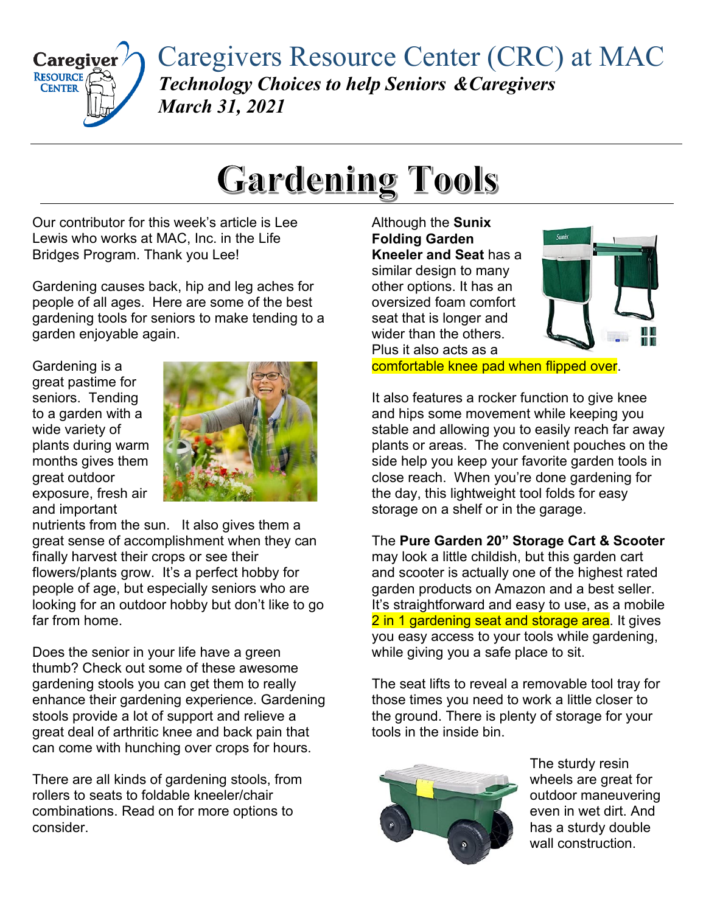# Caregivers Resource Center (CRC) at MAC

***Technology Choices to help Seniors &Caregivers***
***March 31, 2021***

# Gardening Tools

Our contributor for this week's article is Lee Lewis who works at MAC, Inc. in the Life Bridges Program. Thank you Lee!

Gardening causes back, hip and leg aches for people of all ages. Here are some of the best gardening tools for seniors to make tending to a garden enjoyable again.

Gardening is a great pastime for seniors. Tending to a garden with a wide variety of plants during warm months gives them great outdoor exposure, fresh air and important nutrients from the sun. It also gives them a great sense of accomplishment when they can finally harvest their crops or see their flowers/plants grow. It's a perfect hobby for people of age, but especially seniors who are looking for an outdoor hobby but don't like to go far from home.

Does the senior in your life have a green thumb? Check out some of these awesome gardening stools you can get them to really enhance their gardening experience. Gardening stools provide a lot of support and relieve a great deal of arthritic knee and back pain that can come with hunching over crops for hours.

There are all kinds of gardening stools, from rollers to seats to foldable kneeler/chair combinations. Read on for more options to consider.

Although the **Sunix Folding Garden Kneeler and Seat** has a similar design to many other options. It has an oversized foam comfort seat that is longer and wider than the others. Plus it also acts as a comfortable knee pad when flipped over.

It also features a rocker function to give knee and hips some movement while keeping you stable and allowing you to easily reach far away plants or areas. The convenient pouches on the side help you keep your favorite garden tools in close reach. When you're done gardening for the day, this lightweight tool folds for easy storage on a shelf or in the garage.

The **Pure Garden 20" Storage Cart & Scooter** may look a little childish, but this garden cart and scooter is actually one of the highest rated garden products on Amazon and a best seller. It's straightforward and easy to use, as a mobile 2 in 1 gardening seat and storage area. It gives you easy access to your tools while gardening, while giving you a safe place to sit.

The seat lifts to reveal a removable tool tray for those times you need to work a little closer to the ground. There is plenty of storage for your tools in the inside bin.

The sturdy resin wheels are great for outdoor maneuvering even in wet dirt. And has a sturdy double wall construction.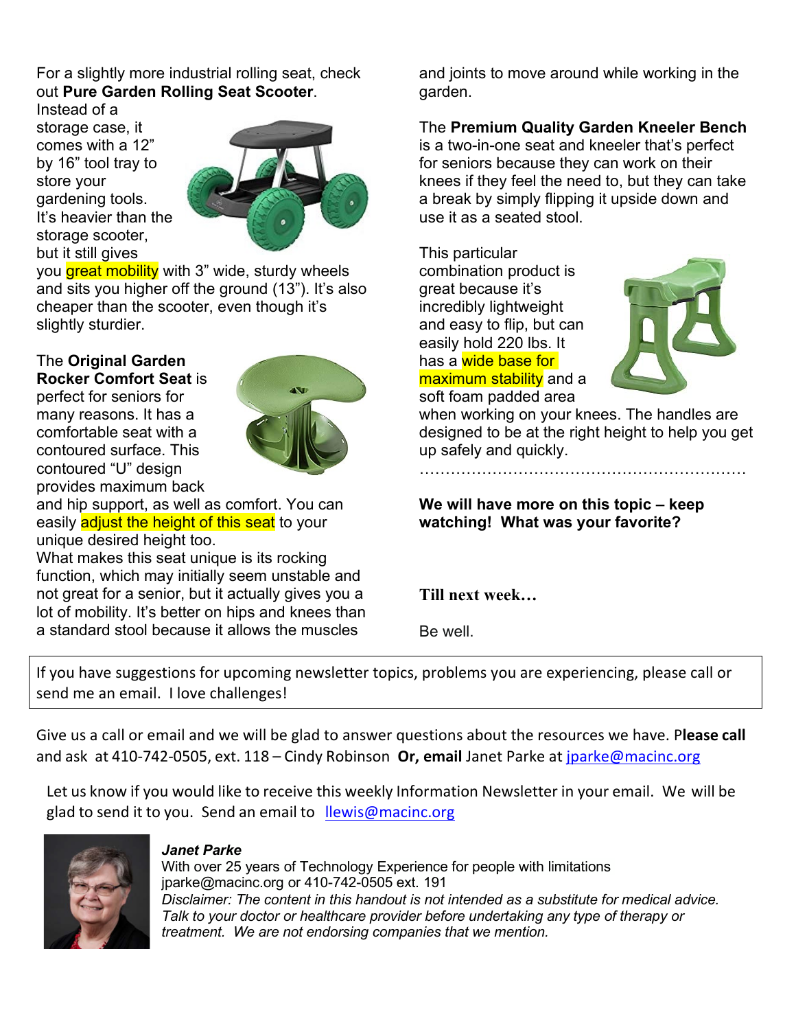For a slightly more industrial rolling seat, check out **Pure Garden Rolling Seat Scooter**. Instead of a storage case, it comes with a 12" by 16" tool tray to store your gardening tools. It's heavier than the storage scooter, but it still gives you great mobility with 3" wide, sturdy wheels and sits you higher off the ground (13"). It's also cheaper than the scooter, even though it's slightly sturdier.

The **Original Garden Rocker Comfort Seat** is perfect for seniors for many reasons. It has a comfortable seat with a contoured surface. This contoured "U" design provides maximum back and hip support, as well as comfort. You can easily adjust the height of this seat to your unique desired height too. What makes this seat unique is its rocking function, which may initially seem unstable and not great for a senior, but it actually gives you a lot of mobility. It's better on hips and knees than a standard stool because it allows the muscles and joints to move around while working in the garden.

The **Premium Quality Garden Kneeler Bench** is a two-in-one seat and kneeler that's perfect for seniors because they can work on their knees if they feel the need to, but they can take a break by simply flipping it upside down and use it as a seated stool.

This particular combination product is great because it's incredibly lightweight and easy to flip, but can easily hold 220 lbs. It has a wide base for maximum stability and a soft foam padded area when working on your knees. The handles are designed to be at the right height to help you get up safely and quickly.

…………………………………………………………

**We will have more on this topic – keep watching! What was your favorite?**

**Till next week…**

Be well.

If you have suggestions for upcoming newsletter topics, problems you are experiencing, please call or send me an email. I love challenges!

Give us a call or email and we will be glad to answer questions about the resources we have. P**lease call** and ask at 410-742-0505, ext. 118 – Cindy Robinson **Or, email** Janet Parke at jparke@macinc.org

Let us know if you would like to receive this weekly Information Newsletter in your email. We will be glad to send it to you. Send an email to llewis@macinc.org

***Janet Parke***
With over 25 years of Technology Experience for people with limitations
jparke@macinc.org or 410-742-0505 ext. 191
*Disclaimer: The content in this handout is not intended as a substitute for medical advice. Talk to your doctor or healthcare provider before undertaking any type of therapy or treatment. We are not endorsing companies that we mention.*